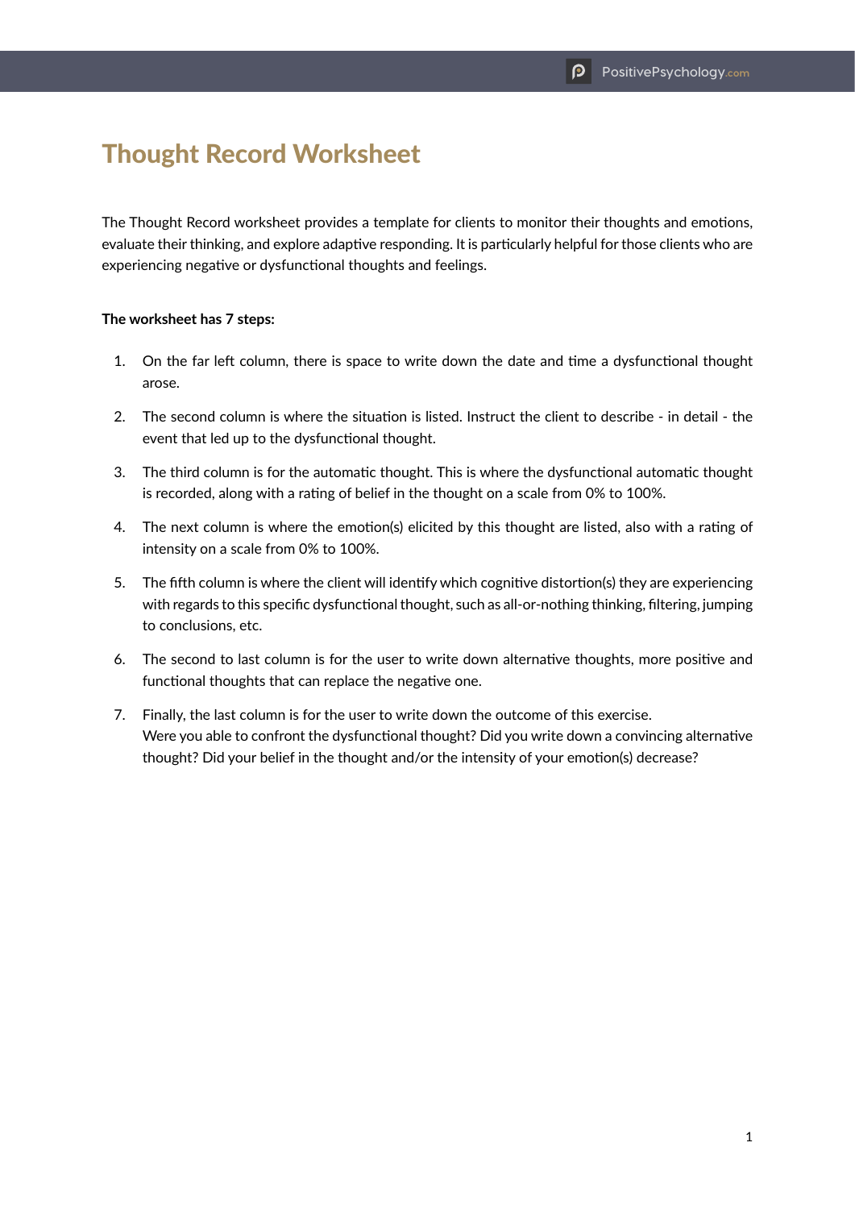# Thought Record Worksheet

The Thought Record worksheet provides a template for clients to monitor their thoughts and emotions, evaluate their thinking, and explore adaptive responding. It is particularly helpful for those clients who are experiencing negative or dysfunctional thoughts and feelings.

**The worksheet has 7 steps:**

1. On the far left column, there is space to write down the date and time a dysfunctional thought arose.
2. The second column is where the situation is listed. Instruct the client to describe - in detail - the event that led up to the dysfunctional thought.
3. The third column is for the automatic thought. This is where the dysfunctional automatic thought is recorded, along with a rating of belief in the thought on a scale from 0% to 100%.
4. The next column is where the emotion(s) elicited by this thought are listed, also with a rating of intensity on a scale from 0% to 100%.
5. The fifth column is where the client will identify which cognitive distortion(s) they are experiencing with regards to this specific dysfunctional thought, such as all-or-nothing thinking, filtering, jumping to conclusions, etc.
6. The second to last column is for the user to write down alternative thoughts, more positive and functional thoughts that can replace the negative one.
7. Finally, the last column is for the user to write down the outcome of this exercise.
   Were you able to confront the dysfunctional thought? Did you write down a convincing alternative thought? Did your belief in the thought and/or the intensity of your emotion(s) decrease?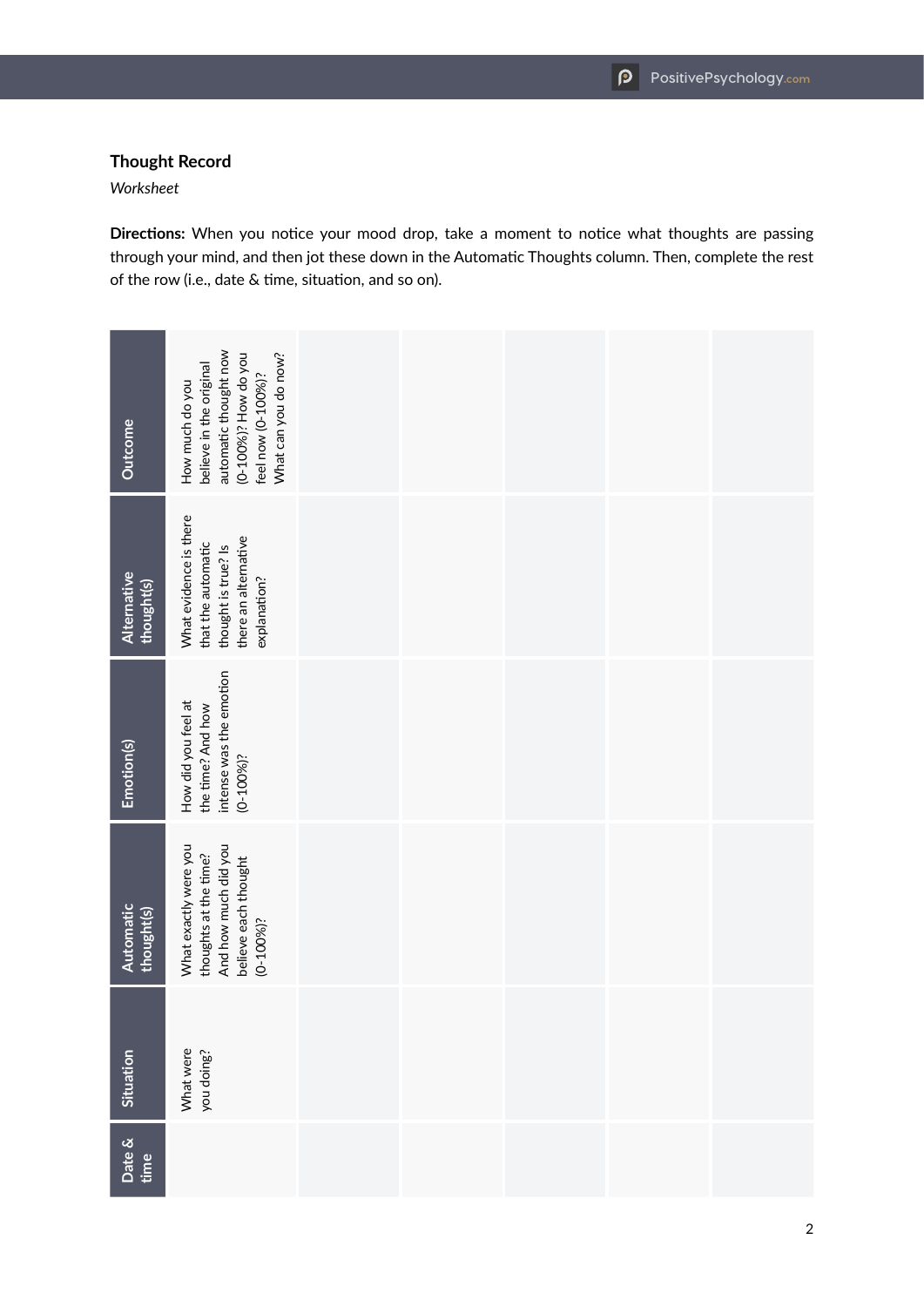## Thought Record

*Worksheet*

**Directions:** When you notice your mood drop, take a moment to notice what thoughts are passing through your mind, and then jot these down in the Automatic Thoughts column. Then, complete the rest of the row (i.e., date & time, situation, and so on).

| Date & time | Situation | Automatic thought(s) | Emotion(s) | Alternative thought(s) | Outcome |
|---|---|---|---|---|---|
| | What were you doing? | What exactly were you thoughts at the time? And how much did you believe each thought (0-100%)? | How did you feel at the time? And how intense was the emotion (0-100%)? | What evidence is there that the automatic thought is true? Is there an alternative explanation? | How much do you believe in the original automatic thought now (0-100%)? How do you feel now (0-100%)? What can you do now? |
| | | | | | |
| | | | | | |
| | | | | | |
| | | | | | |
| | | | | | |